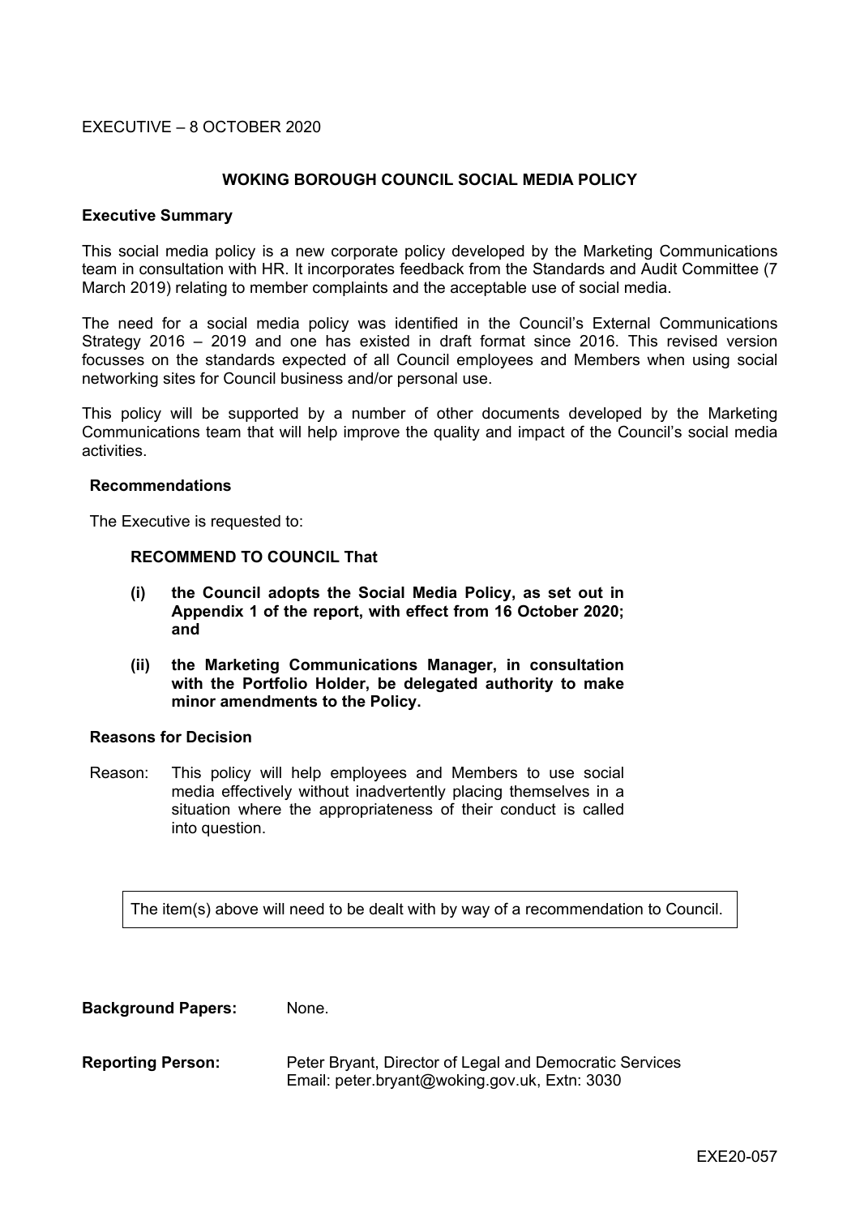EXECUTIVE – 8 OCTOBER 2020

## WOKING BOROUGH COUNCIL SOCIAL MEDIA POLICY

### Executive Summary

This social media policy is a new corporate policy developed by the Marketing Communications team in consultation with HR. It incorporates feedback from the Standards and Audit Committee (7 March 2019) relating to member complaints and the acceptable use of social media.

The need for a social media policy was identified in the Council's External Communications Strategy 2016 – 2019 and one has existed in draft format since 2016. This revised version focusses on the standards expected of all Council employees and Members when using social networking sites for Council business and/or personal use.

This policy will be supported by a number of other documents developed by the Marketing Communications team that will help improve the quality and impact of the Council's social media activities.

### Recommendations

The Executive is requested to:

**RECOMMEND TO COUNCIL That**

**(i) the Council adopts the Social Media Policy, as set out in Appendix 1 of the report, with effect from 16 October 2020; and**

**(ii) the Marketing Communications Manager, in consultation with the Portfolio Holder, be delegated authority to make minor amendments to the Policy.**

### Reasons for Decision

Reason: This policy will help employees and Members to use social media effectively without inadvertently placing themselves in a situation where the appropriateness of their conduct is called into question.

The item(s) above will need to be dealt with by way of a recommendation to Council.

**Background Papers:** None.

**Reporting Person:** Peter Bryant, Director of Legal and Democratic Services
Email: peter.bryant@woking.gov.uk, Extn: 3030

EXE20-057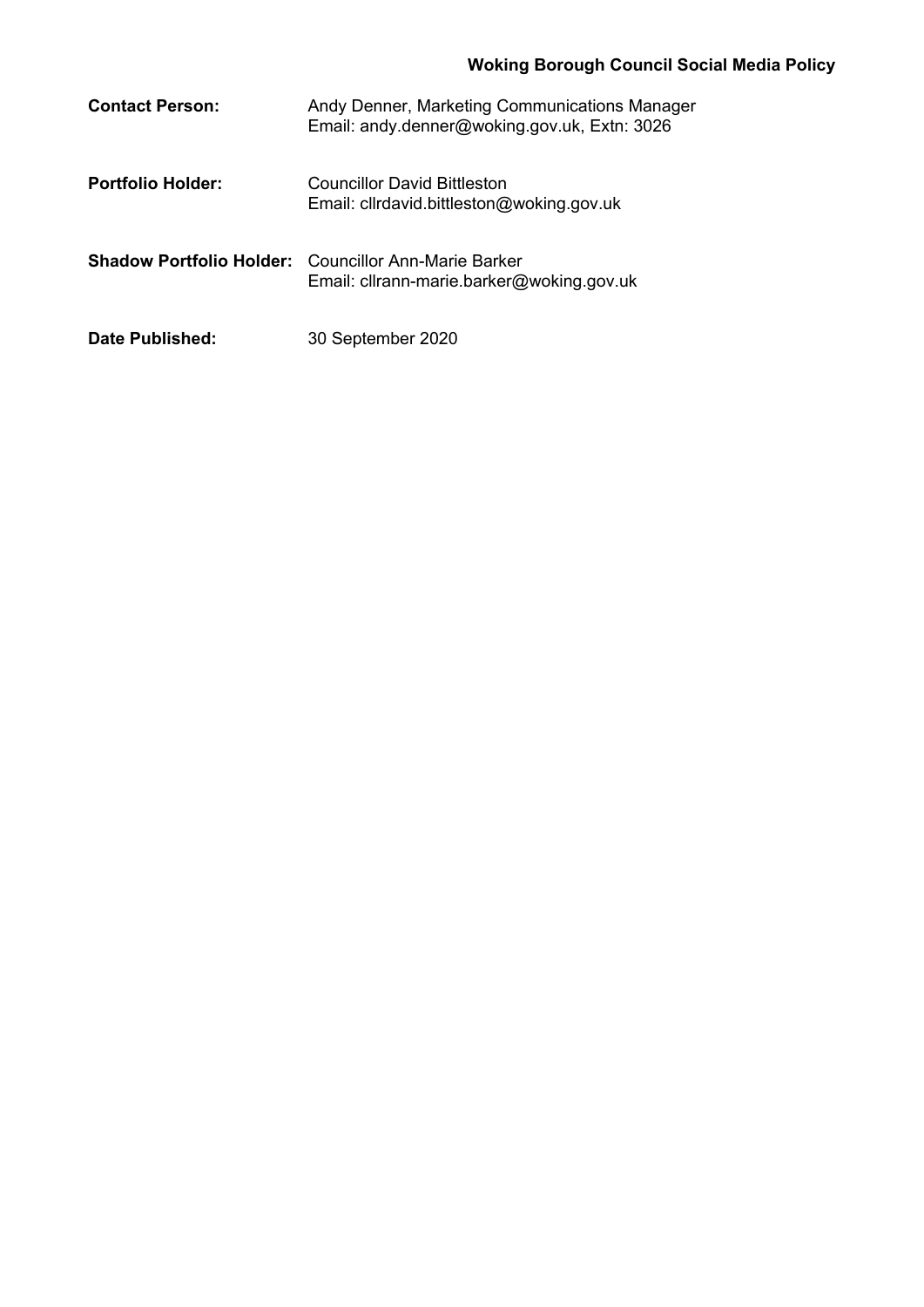**Woking Borough Council Social Media Policy**

| | |
|---|---|
| **Contact Person:** | Andy Denner, Marketing Communications Manager<br>Email: andy.denner@woking.gov.uk, Extn: 3026 |
| **Portfolio Holder:** | Councillor David Bittleston<br>Email: cllrdavid.bittleston@woking.gov.uk |
| **Shadow Portfolio Holder:** | Councillor Ann-Marie Barker<br>Email: cllrann-marie.barker@woking.gov.uk |
| **Date Published:** | 30 September 2020 |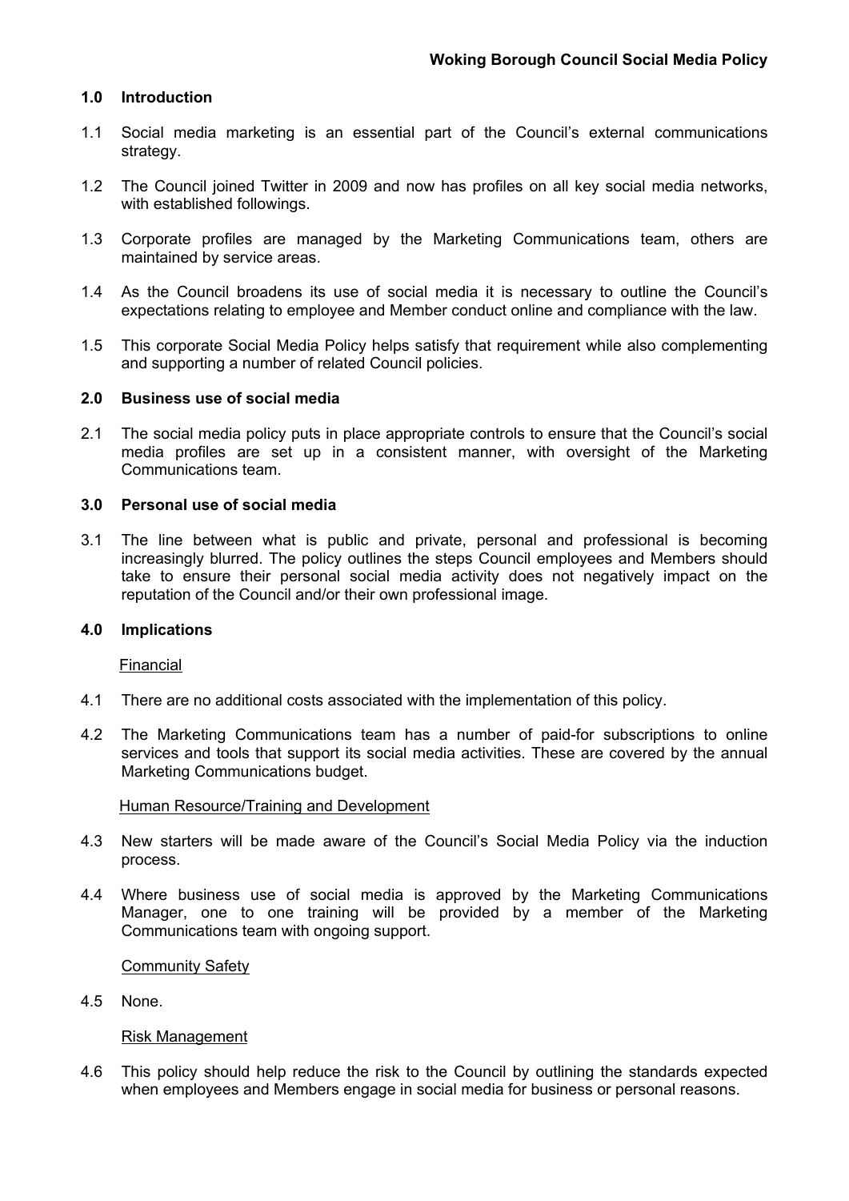# Woking Borough Council Social Media Policy

## 1.0 Introduction

1.1 Social media marketing is an essential part of the Council's external communications strategy.

1.2 The Council joined Twitter in 2009 and now has profiles on all key social media networks, with established followings.

1.3 Corporate profiles are managed by the Marketing Communications team, others are maintained by service areas.

1.4 As the Council broadens its use of social media it is necessary to outline the Council's expectations relating to employee and Member conduct online and compliance with the law.

1.5 This corporate Social Media Policy helps satisfy that requirement while also complementing and supporting a number of related Council policies.

## 2.0 Business use of social media

2.1 The social media policy puts in place appropriate controls to ensure that the Council's social media profiles are set up in a consistent manner, with oversight of the Marketing Communications team.

## 3.0 Personal use of social media

3.1 The line between what is public and private, personal and professional is becoming increasingly blurred. The policy outlines the steps Council employees and Members should take to ensure their personal social media activity does not negatively impact on the reputation of the Council and/or their own professional image.

## 4.0 Implications

Financial

4.1 There are no additional costs associated with the implementation of this policy.

4.2 The Marketing Communications team has a number of paid-for subscriptions to online services and tools that support its social media activities. These are covered by the annual Marketing Communications budget.

Human Resource/Training and Development

4.3 New starters will be made aware of the Council's Social Media Policy via the induction process.

4.4 Where business use of social media is approved by the Marketing Communications Manager, one to one training will be provided by a member of the Marketing Communications team with ongoing support.

Community Safety

4.5 None.

Risk Management

4.6 This policy should help reduce the risk to the Council by outlining the standards expected when employees and Members engage in social media for business or personal reasons.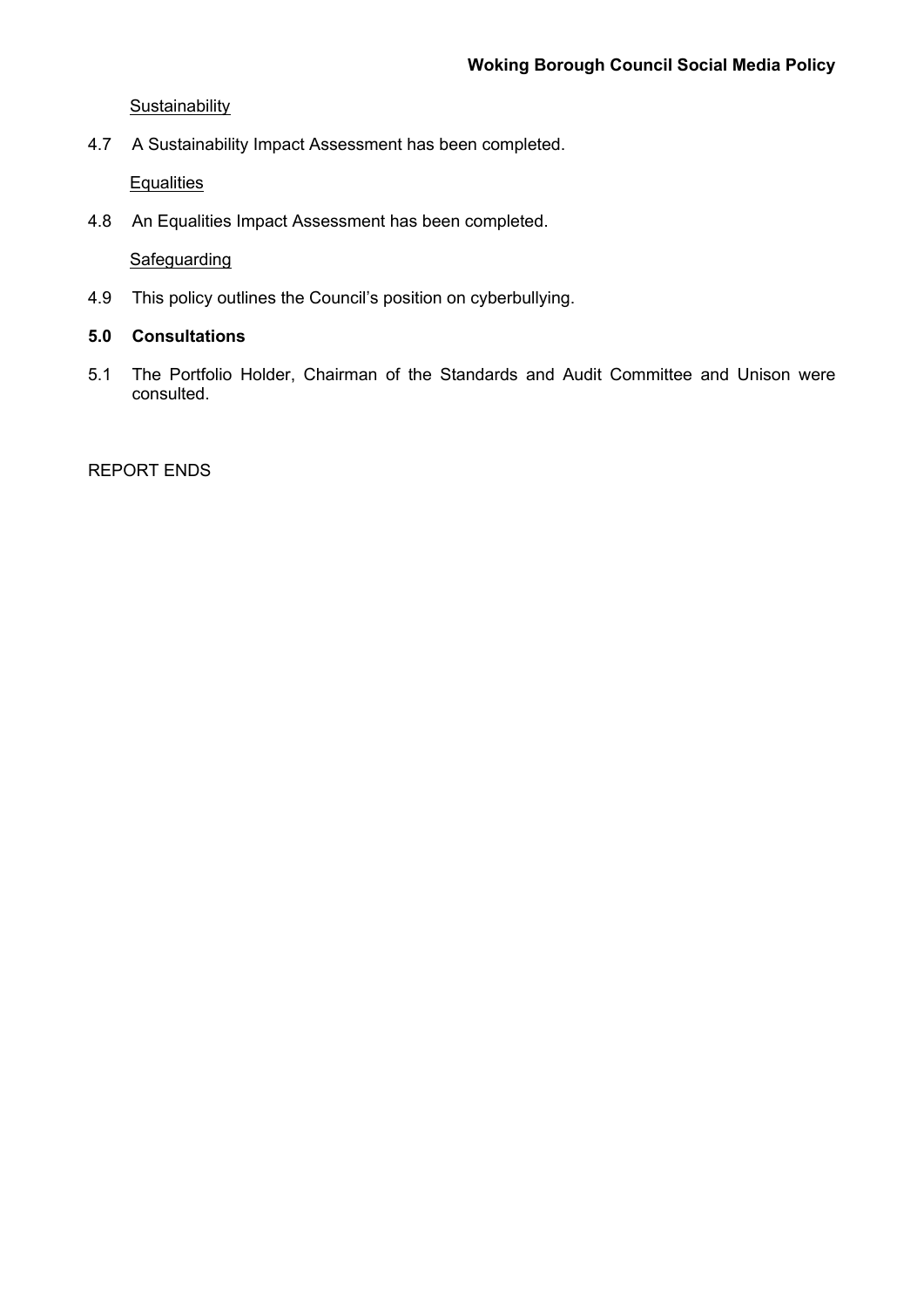Sustainability

4.7 A Sustainability Impact Assessment has been completed.

Equalities

4.8 An Equalities Impact Assessment has been completed.

Safeguarding

4.9 This policy outlines the Council's position on cyberbullying.

## 5.0 Consultations

5.1 The Portfolio Holder, Chairman of the Standards and Audit Committee and Unison were consulted.

REPORT ENDS